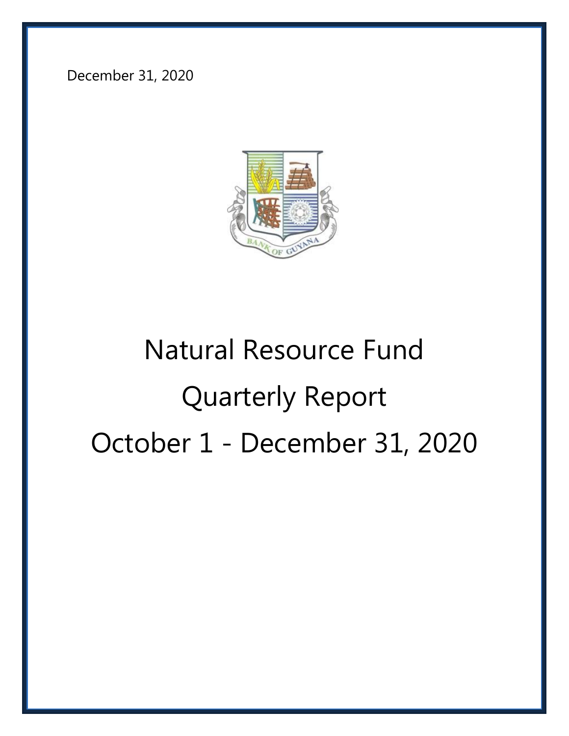December 31, 2020

BANK OF GUYANA

# Natural Resource Fund

# Quarterly Report

# October 1 - December 31, 2020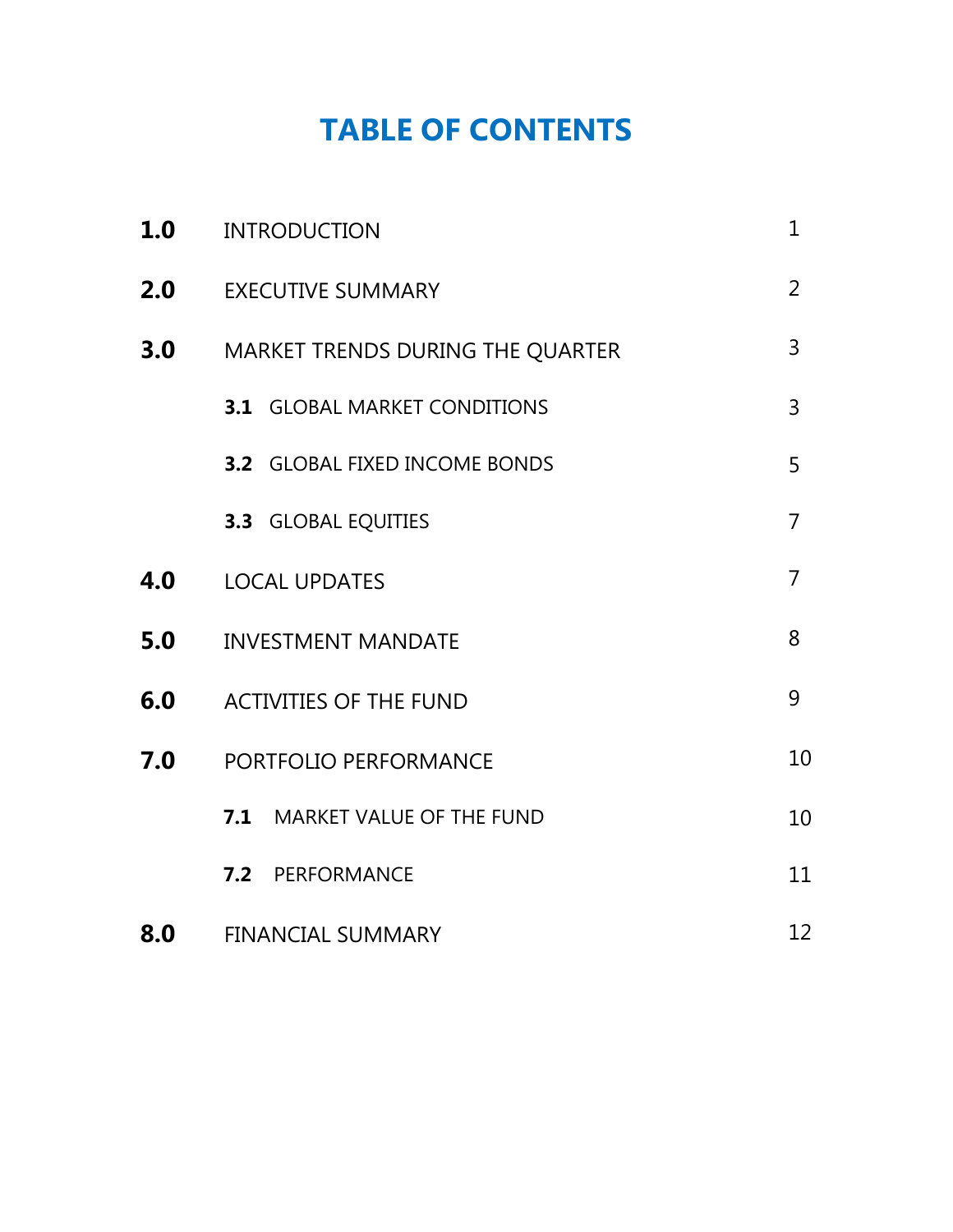# TABLE OF CONTENTS

| | | |
|---|---|---|
| **1.0** | INTRODUCTION | 1 |
| **2.0** | EXECUTIVE SUMMARY | 2 |
| **3.0** | MARKET TRENDS DURING THE QUARTER | 3 |
| | **3.1** GLOBAL MARKET CONDITIONS | 3 |
| | **3.2** GLOBAL FIXED INCOME BONDS | 5 |
| | **3.3** GLOBAL EQUITIES | 7 |
| **4.0** | LOCAL UPDATES | 7 |
| **5.0** | INVESTMENT MANDATE | 8 |
| **6.0** | ACTIVITIES OF THE FUND | 9 |
| **7.0** | PORTFOLIO PERFORMANCE | 10 |
| | **7.1** MARKET VALUE OF THE FUND | 10 |
| | **7.2** PERFORMANCE | 11 |
| **8.0** | FINANCIAL SUMMARY | 12 |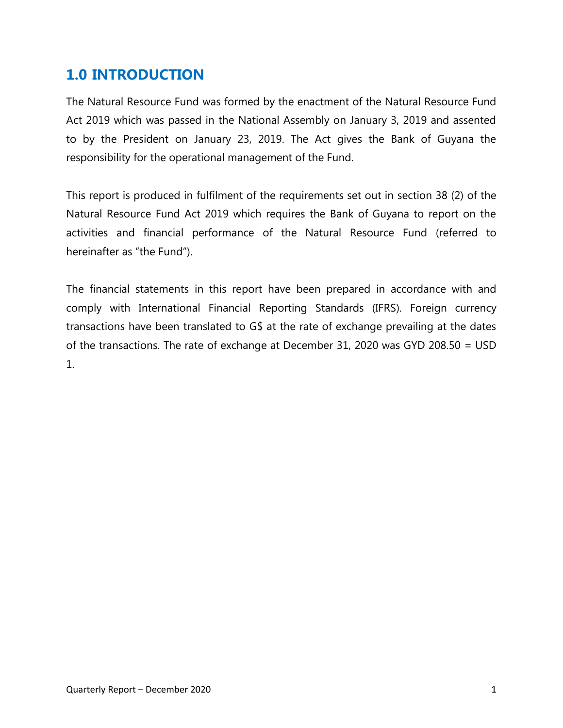# 1.0 INTRODUCTION

The Natural Resource Fund was formed by the enactment of the Natural Resource Fund Act 2019 which was passed in the National Assembly on January 3, 2019 and assented to by the President on January 23, 2019. The Act gives the Bank of Guyana the responsibility for the operational management of the Fund.

This report is produced in fulfilment of the requirements set out in section 38 (2) of the Natural Resource Fund Act 2019 which requires the Bank of Guyana to report on the activities and financial performance of the Natural Resource Fund (referred to hereinafter as "the Fund").

The financial statements in this report have been prepared in accordance with and comply with International Financial Reporting Standards (IFRS). Foreign currency transactions have been translated to G$ at the rate of exchange prevailing at the dates of the transactions. The rate of exchange at December 31, 2020 was GYD 208.50 = USD 1.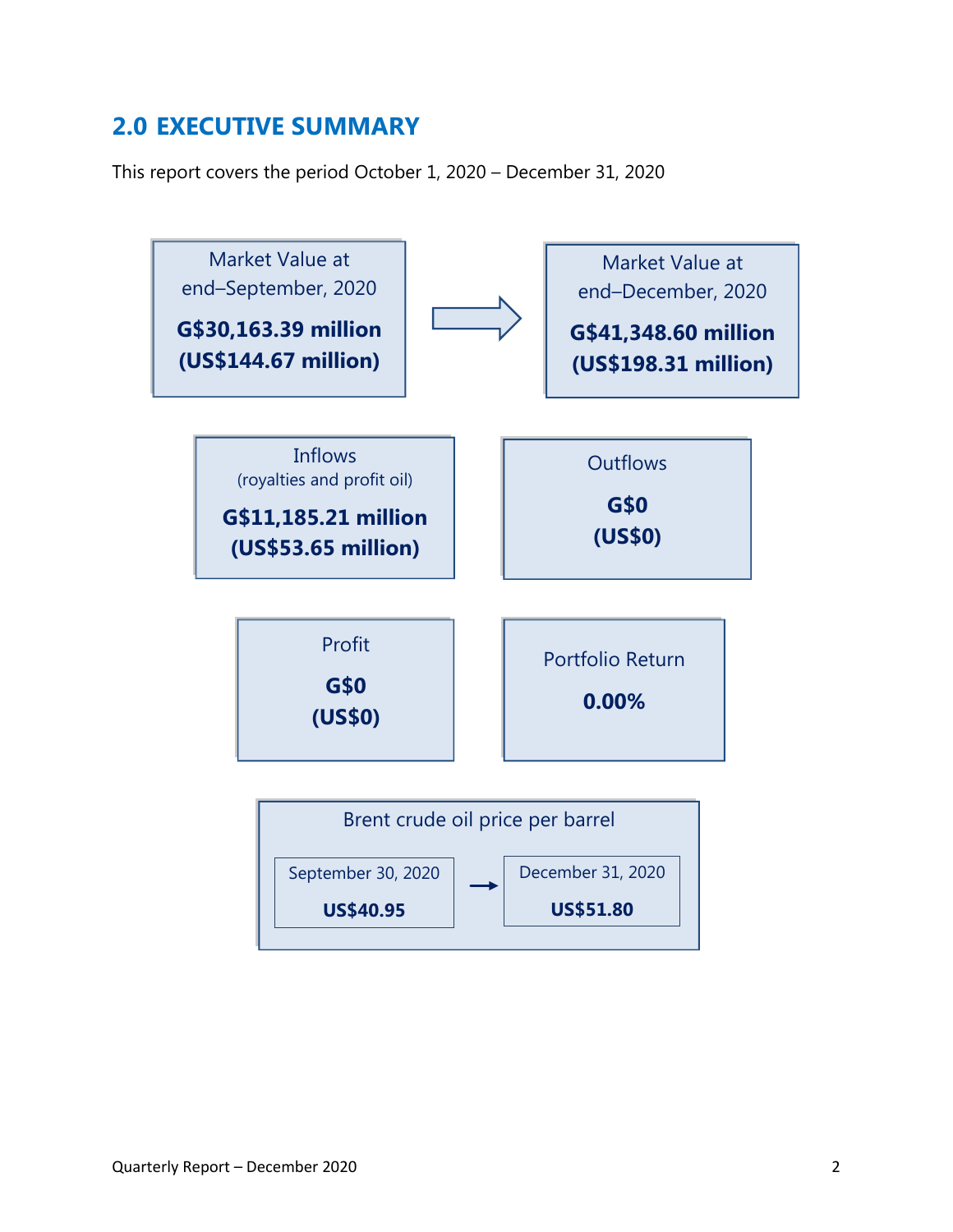## 2.0 EXECUTIVE SUMMARY

This report covers the period October 1, 2020 – December 31, 2020

Market Value at end–September, 2020

**G$30,163.39 million (US$144.67 million)**

→

Market Value at end–December, 2020

**G$41,348.60 million (US$198.31 million)**

Inflows (royalties and profit oil)

**G$11,185.21 million (US$53.65 million)**

Outflows

**G$0 (US$0)**

Profit

**G$0 (US$0)**

Portfolio Return

**0.00%**

Brent crude oil price per barrel

| September 30, 2020 | | December 31, 2020 |
|---|---|---|
| **US$40.95** | → | **US$51.80** |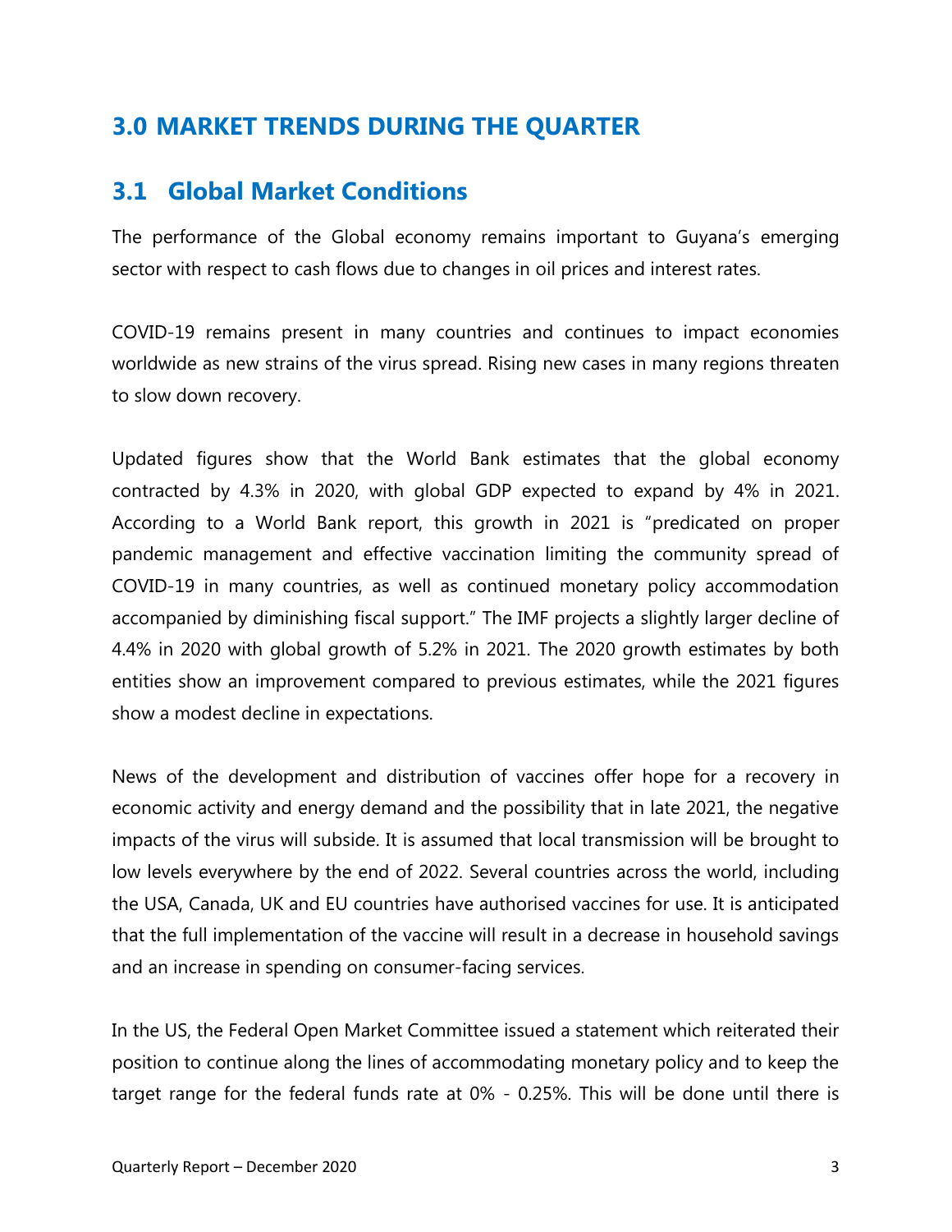# 3.0 MARKET TRENDS DURING THE QUARTER

## 3.1 Global Market Conditions

The performance of the Global economy remains important to Guyana's emerging sector with respect to cash flows due to changes in oil prices and interest rates.

COVID-19 remains present in many countries and continues to impact economies worldwide as new strains of the virus spread. Rising new cases in many regions threaten to slow down recovery.

Updated figures show that the World Bank estimates that the global economy contracted by 4.3% in 2020, with global GDP expected to expand by 4% in 2021. According to a World Bank report, this growth in 2021 is "predicated on proper pandemic management and effective vaccination limiting the community spread of COVID-19 in many countries, as well as continued monetary policy accommodation accompanied by diminishing fiscal support." The IMF projects a slightly larger decline of 4.4% in 2020 with global growth of 5.2% in 2021. The 2020 growth estimates by both entities show an improvement compared to previous estimates, while the 2021 figures show a modest decline in expectations.

News of the development and distribution of vaccines offer hope for a recovery in economic activity and energy demand and the possibility that in late 2021, the negative impacts of the virus will subside. It is assumed that local transmission will be brought to low levels everywhere by the end of 2022. Several countries across the world, including the USA, Canada, UK and EU countries have authorised vaccines for use. It is anticipated that the full implementation of the vaccine will result in a decrease in household savings and an increase in spending on consumer-facing services.

In the US, the Federal Open Market Committee issued a statement which reiterated their position to continue along the lines of accommodating monetary policy and to keep the target range for the federal funds rate at 0% - 0.25%. This will be done until there is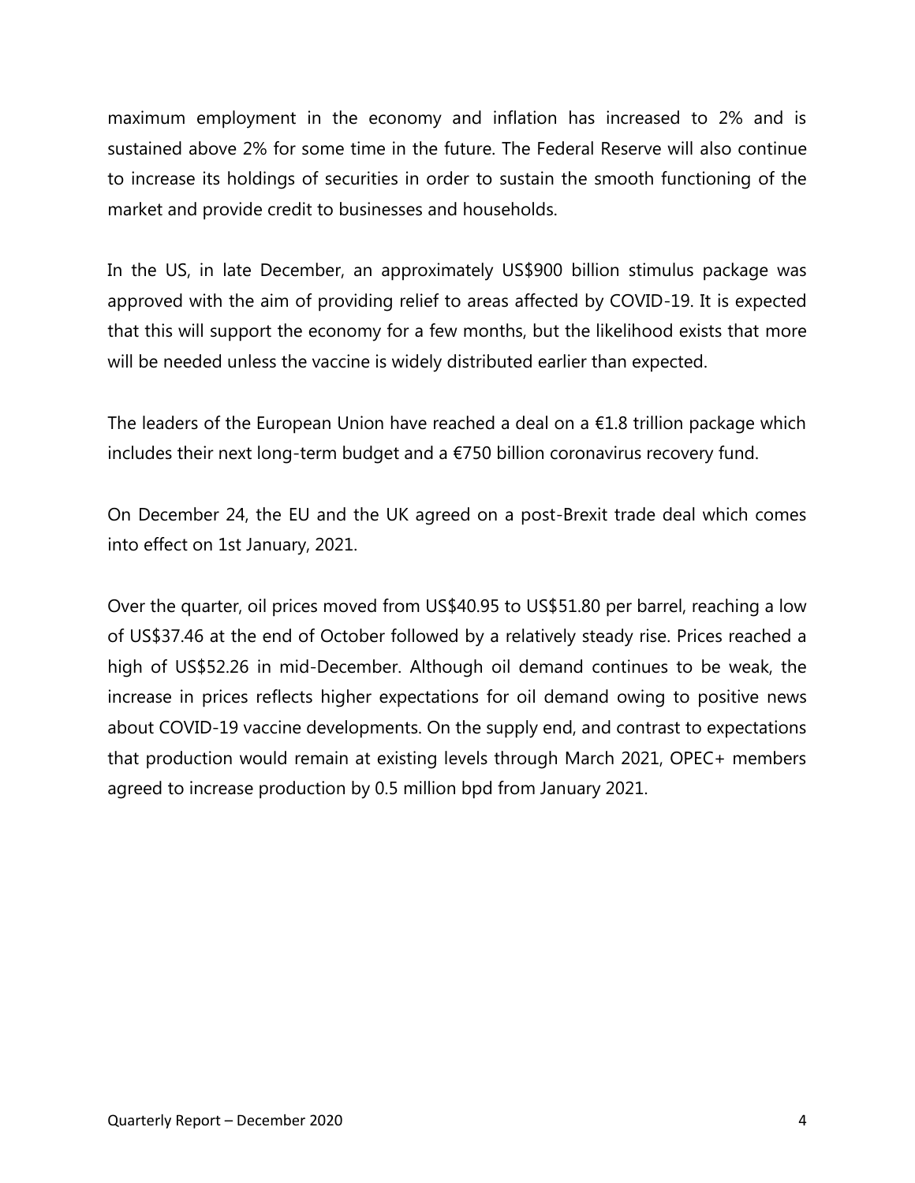maximum employment in the economy and inflation has increased to 2% and is sustained above 2% for some time in the future. The Federal Reserve will also continue to increase its holdings of securities in order to sustain the smooth functioning of the market and provide credit to businesses and households.

In the US, in late December, an approximately US$900 billion stimulus package was approved with the aim of providing relief to areas affected by COVID-19. It is expected that this will support the economy for a few months, but the likelihood exists that more will be needed unless the vaccine is widely distributed earlier than expected.

The leaders of the European Union have reached a deal on a €1.8 trillion package which includes their next long-term budget and a €750 billion coronavirus recovery fund.

On December 24, the EU and the UK agreed on a post-Brexit trade deal which comes into effect on 1st January, 2021.

Over the quarter, oil prices moved from US$40.95 to US$51.80 per barrel, reaching a low of US$37.46 at the end of October followed by a relatively steady rise. Prices reached a high of US$52.26 in mid-December. Although oil demand continues to be weak, the increase in prices reflects higher expectations for oil demand owing to positive news about COVID-19 vaccine developments. On the supply end, and contrast to expectations that production would remain at existing levels through March 2021, OPEC+ members agreed to increase production by 0.5 million bpd from January 2021.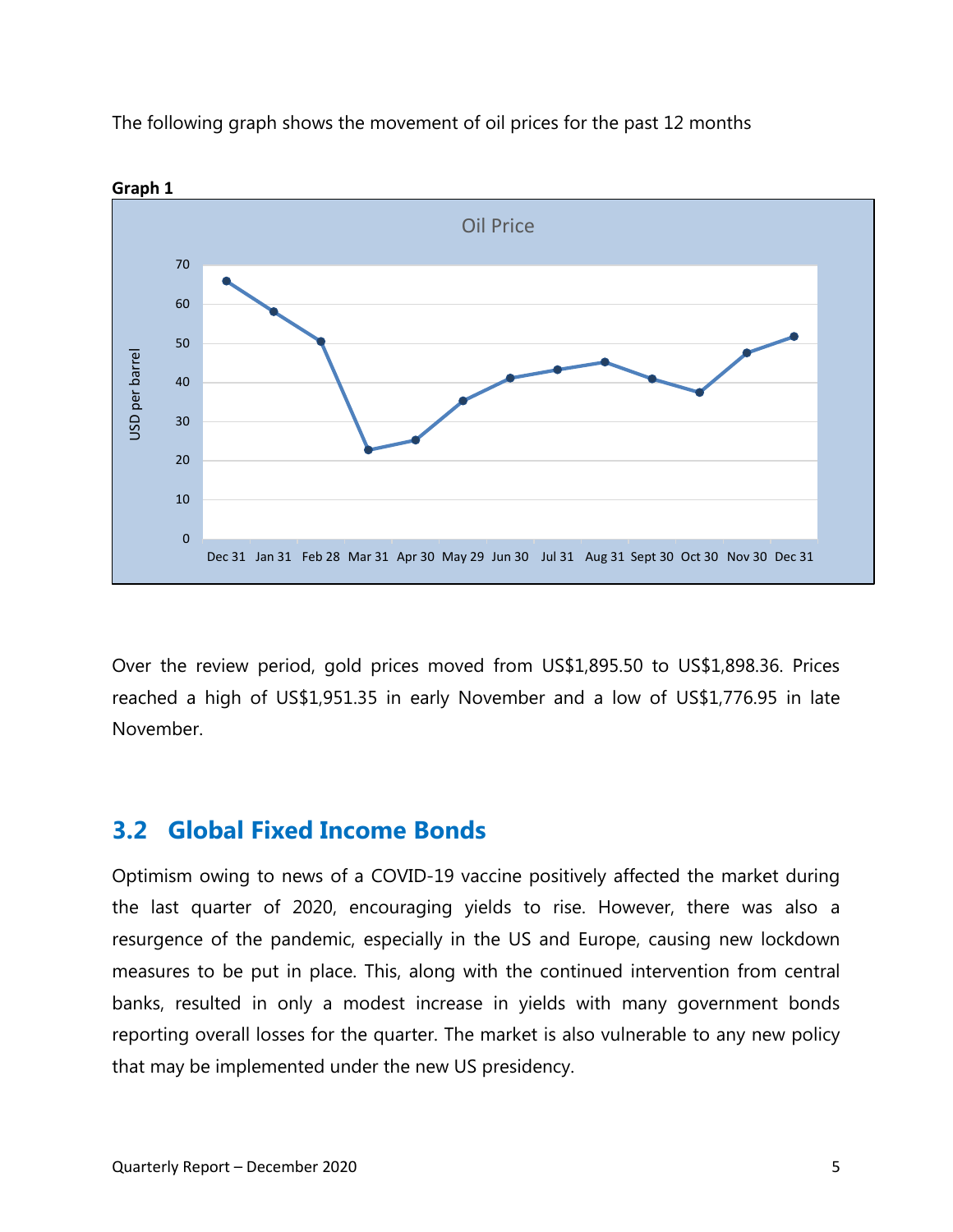The following graph shows the movement of oil prices for the past 12 months

**Graph 1**

Over the review period, gold prices moved from US$1,895.50 to US$1,898.36. Prices reached a high of US$1,951.35 in early November and a low of US$1,776.95 in late November.

## 3.2 Global Fixed Income Bonds

Optimism owing to news of a COVID-19 vaccine positively affected the market during the last quarter of 2020, encouraging yields to rise. However, there was also a resurgence of the pandemic, especially in the US and Europe, causing new lockdown measures to be put in place. This, along with the continued intervention from central banks, resulted in only a modest increase in yields with many government bonds reporting overall losses for the quarter. The market is also vulnerable to any new policy that may be implemented under the new US presidency.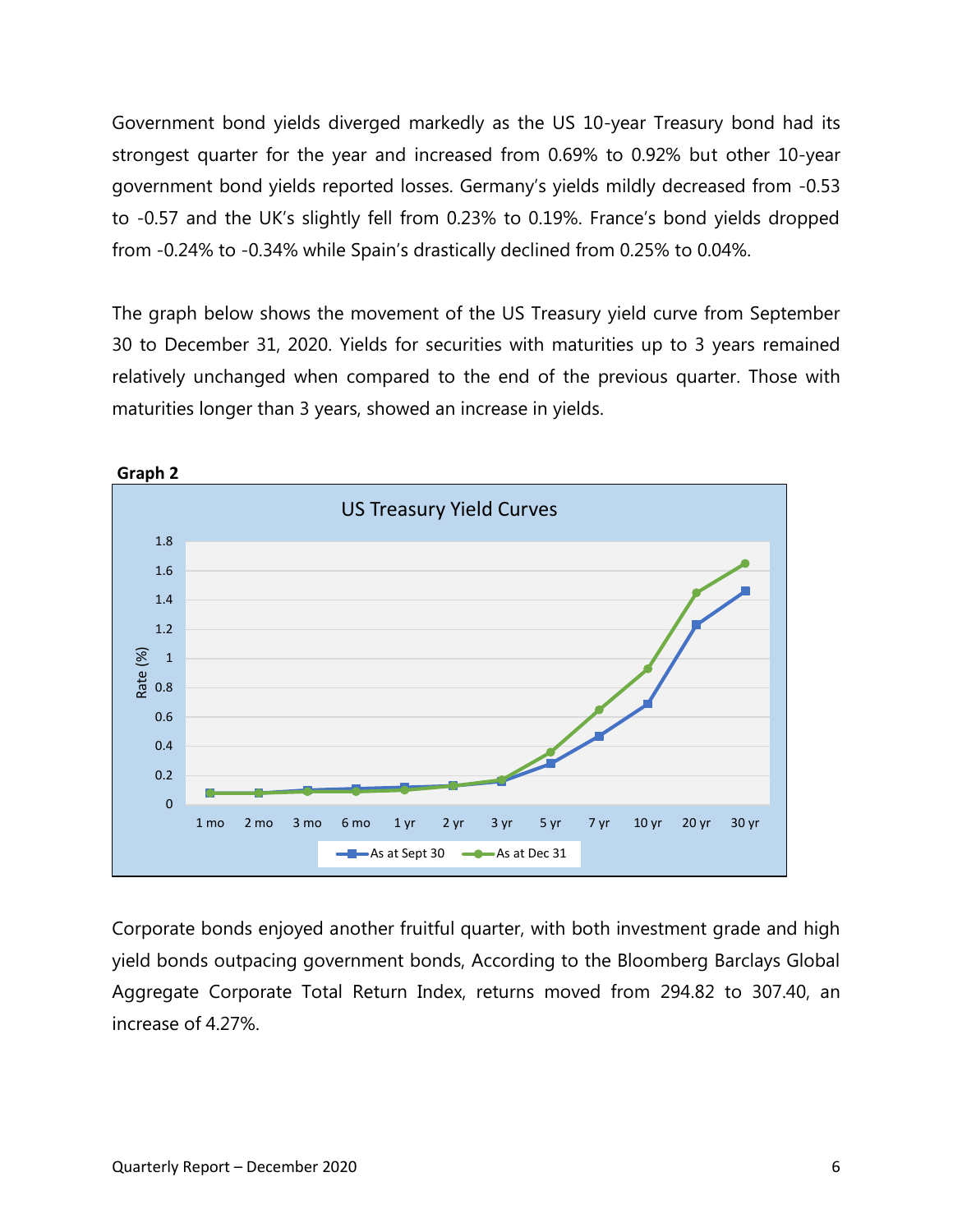Government bond yields diverged markedly as the US 10-year Treasury bond had its strongest quarter for the year and increased from 0.69% to 0.92% but other 10-year government bond yields reported losses. Germany's yields mildly decreased from -0.53 to -0.57 and the UK's slightly fell from 0.23% to 0.19%. France's bond yields dropped from -0.24% to -0.34% while Spain's drastically declined from 0.25% to 0.04%.

The graph below shows the movement of the US Treasury yield curve from September 30 to December 31, 2020. Yields for securities with maturities up to 3 years remained relatively unchanged when compared to the end of the previous quarter. Those with maturities longer than 3 years, showed an increase in yields.

**Graph 2**

Corporate bonds enjoyed another fruitful quarter, with both investment grade and high yield bonds outpacing government bonds, According to the Bloomberg Barclays Global Aggregate Corporate Total Return Index, returns moved from 294.82 to 307.40, an increase of 4.27%.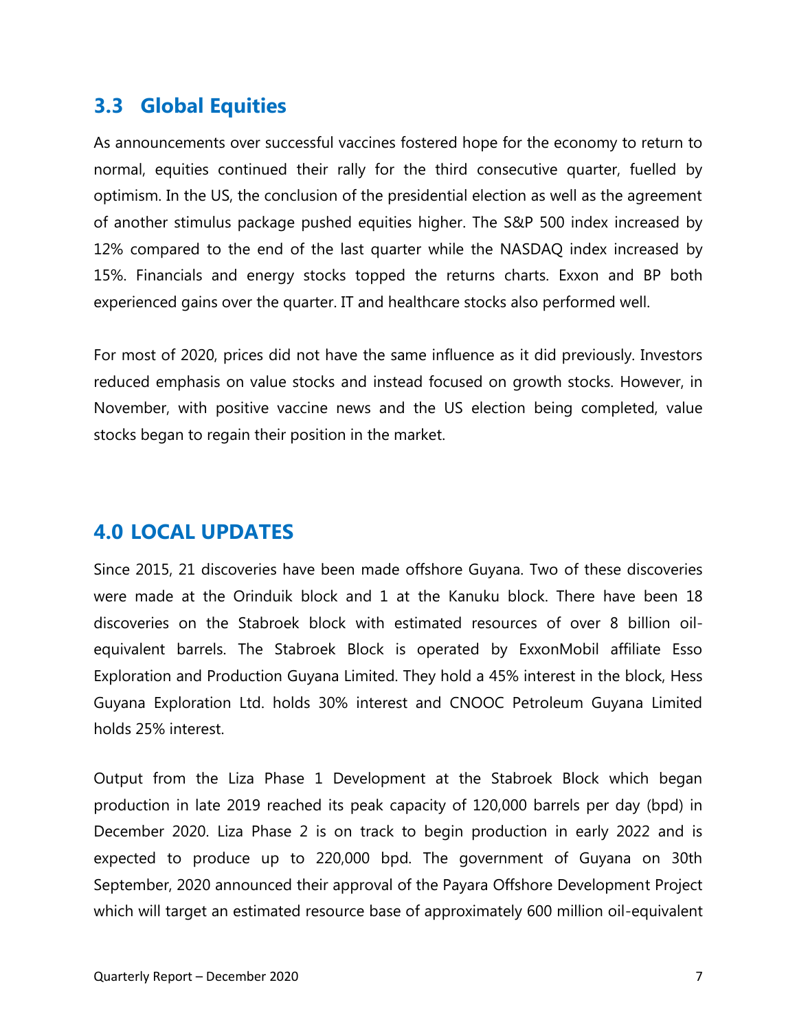## 3.3 Global Equities

As announcements over successful vaccines fostered hope for the economy to return to normal, equities continued their rally for the third consecutive quarter, fuelled by optimism. In the US, the conclusion of the presidential election as well as the agreement of another stimulus package pushed equities higher. The S&P 500 index increased by 12% compared to the end of the last quarter while the NASDAQ index increased by 15%. Financials and energy stocks topped the returns charts. Exxon and BP both experienced gains over the quarter. IT and healthcare stocks also performed well.

For most of 2020, prices did not have the same influence as it did previously. Investors reduced emphasis on value stocks and instead focused on growth stocks. However, in November, with positive vaccine news and the US election being completed, value stocks began to regain their position in the market.

# 4.0 LOCAL UPDATES

Since 2015, 21 discoveries have been made offshore Guyana. Two of these discoveries were made at the Orinduik block and 1 at the Kanuku block. There have been 18 discoveries on the Stabroek block with estimated resources of over 8 billion oil-equivalent barrels. The Stabroek Block is operated by ExxonMobil affiliate Esso Exploration and Production Guyana Limited. They hold a 45% interest in the block, Hess Guyana Exploration Ltd. holds 30% interest and CNOOC Petroleum Guyana Limited holds 25% interest.

Output from the Liza Phase 1 Development at the Stabroek Block which began production in late 2019 reached its peak capacity of 120,000 barrels per day (bpd) in December 2020. Liza Phase 2 is on track to begin production in early 2022 and is expected to produce up to 220,000 bpd. The government of Guyana on 30th September, 2020 announced their approval of the Payara Offshore Development Project which will target an estimated resource base of approximately 600 million oil-equivalent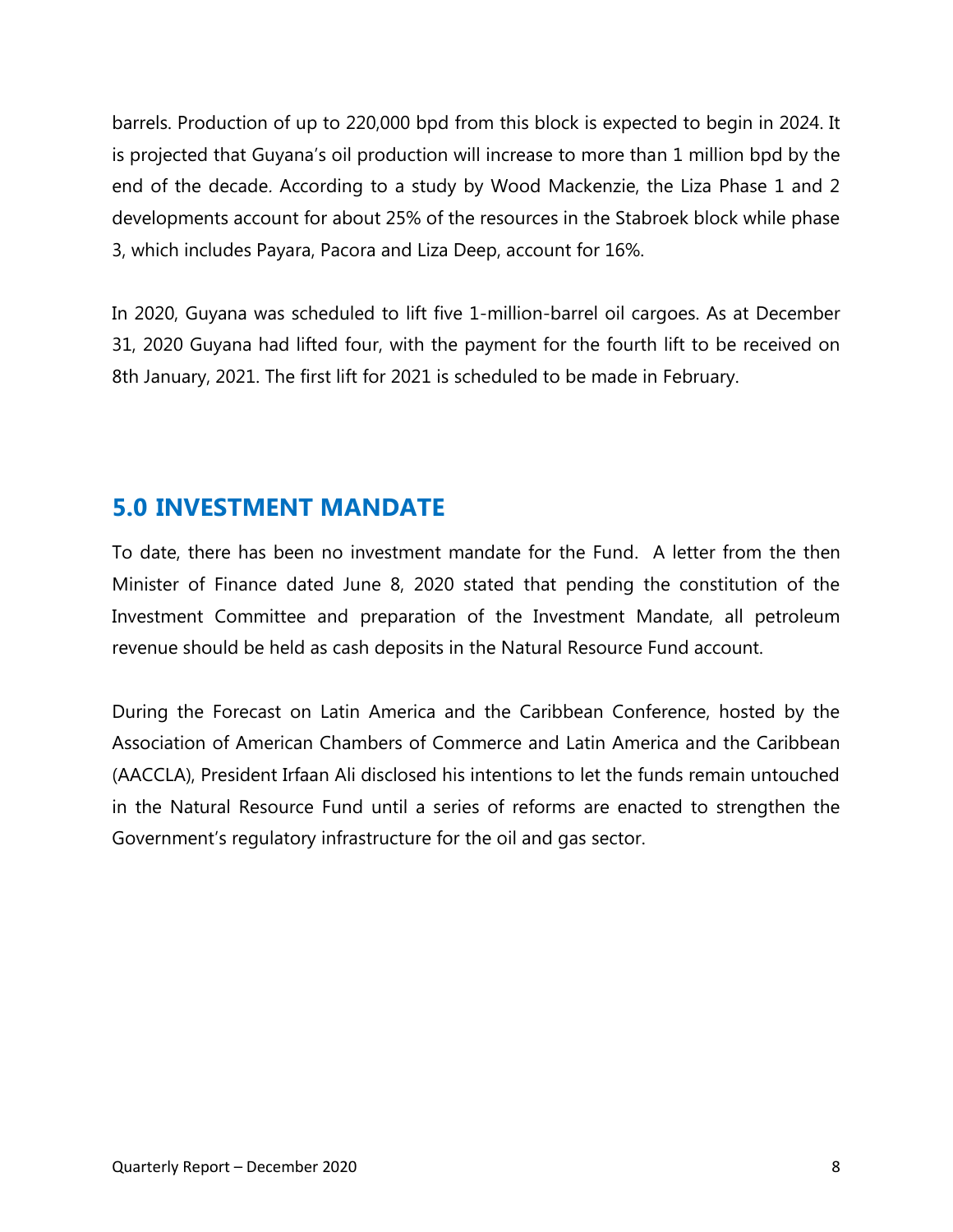barrels. Production of up to 220,000 bpd from this block is expected to begin in 2024. It is projected that Guyana's oil production will increase to more than 1 million bpd by the end of the decade. According to a study by Wood Mackenzie, the Liza Phase 1 and 2 developments account for about 25% of the resources in the Stabroek block while phase 3, which includes Payara, Pacora and Liza Deep, account for 16%.

In 2020, Guyana was scheduled to lift five 1-million-barrel oil cargoes. As at December 31, 2020 Guyana had lifted four, with the payment for the fourth lift to be received on 8th January, 2021. The first lift for 2021 is scheduled to be made in February.

## 5.0 INVESTMENT MANDATE

To date, there has been no investment mandate for the Fund. A letter from the then Minister of Finance dated June 8, 2020 stated that pending the constitution of the Investment Committee and preparation of the Investment Mandate, all petroleum revenue should be held as cash deposits in the Natural Resource Fund account.

During the Forecast on Latin America and the Caribbean Conference, hosted by the Association of American Chambers of Commerce and Latin America and the Caribbean (AACCLA), President Irfaan Ali disclosed his intentions to let the funds remain untouched in the Natural Resource Fund until a series of reforms are enacted to strengthen the Government's regulatory infrastructure for the oil and gas sector.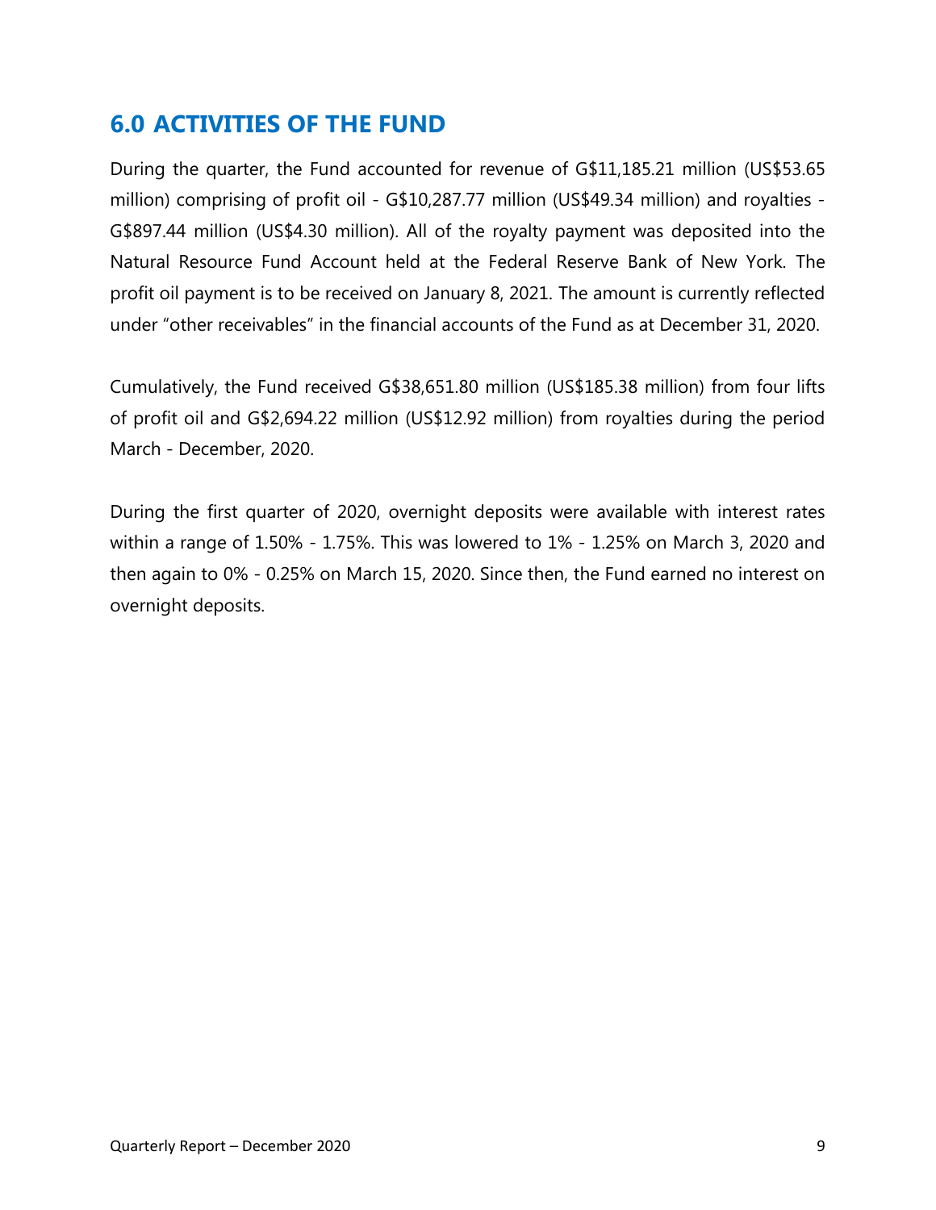## 6.0 ACTIVITIES OF THE FUND

During the quarter, the Fund accounted for revenue of G$11,185.21 million (US$53.65 million) comprising of profit oil - G$10,287.77 million (US$49.34 million) and royalties - G$897.44 million (US$4.30 million). All of the royalty payment was deposited into the Natural Resource Fund Account held at the Federal Reserve Bank of New York. The profit oil payment is to be received on January 8, 2021. The amount is currently reflected under “other receivables” in the financial accounts of the Fund as at December 31, 2020.

Cumulatively, the Fund received G$38,651.80 million (US$185.38 million) from four lifts of profit oil and G$2,694.22 million (US$12.92 million) from royalties during the period March - December, 2020.

During the first quarter of 2020, overnight deposits were available with interest rates within a range of 1.50% - 1.75%. This was lowered to 1% - 1.25% on March 3, 2020 and then again to 0% - 0.25% on March 15, 2020. Since then, the Fund earned no interest on overnight deposits.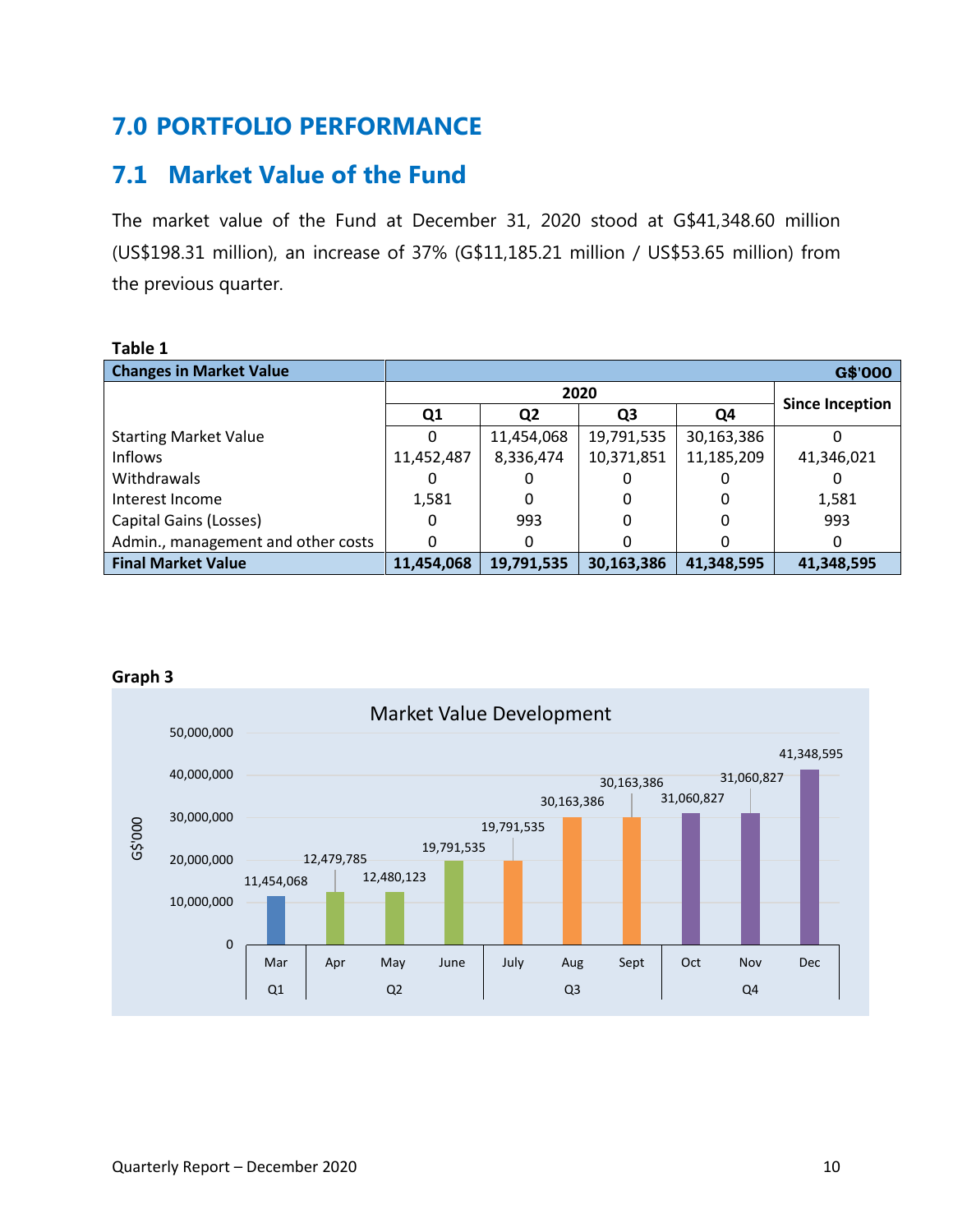# 7.0 PORTFOLIO PERFORMANCE

## 7.1 Market Value of the Fund

The market value of the Fund at December 31, 2020 stood at G$41,348.60 million (US$198.31 million), an increase of 37% (G$11,185.21 million / US$53.65 million) from the previous quarter.

**Table 1**

| Changes in Market Value | | | | | G$'000 |
|---|---|---|---|---|---|
| | 2020 | | | | Since Inception |
| | Q1 | Q2 | Q3 | Q4 | |
| Starting Market Value | 0 | 11,454,068 | 19,791,535 | 30,163,386 | 0 |
| Inflows | 11,452,487 | 8,336,474 | 10,371,851 | 11,185,209 | 41,346,021 |
| Withdrawals | 0 | 0 | 0 | 0 | 0 |
| Interest Income | 1,581 | 0 | 0 | 0 | 1,581 |
| Capital Gains (Losses) | 0 | 993 | 0 | 0 | 993 |
| Admin., management and other costs | 0 | 0 | 0 | 0 | 0 |
| **Final Market Value** | **11,454,068** | **19,791,535** | **30,163,386** | **41,348,595** | **41,348,595** |

**Graph 3**

Market Value Development

| Quarter | Month | Market Value (G$'000) |
|---|---|---|
| Q1 | Mar | 11,454,068 |
| Q2 | Apr | 12,479,785 |
| Q2 | May | 12,480,123 |
| Q2 | June | 19,791,535 |
| Q3 | July | 19,791,535 |
| Q3 | Aug | 30,163,386 |
| Q3 | Sept | 30,163,386 |
| Q4 | Oct | 31,060,827 |
| Q4 | Nov | 31,060,827 |
| Q4 | Dec | 41,348,595 |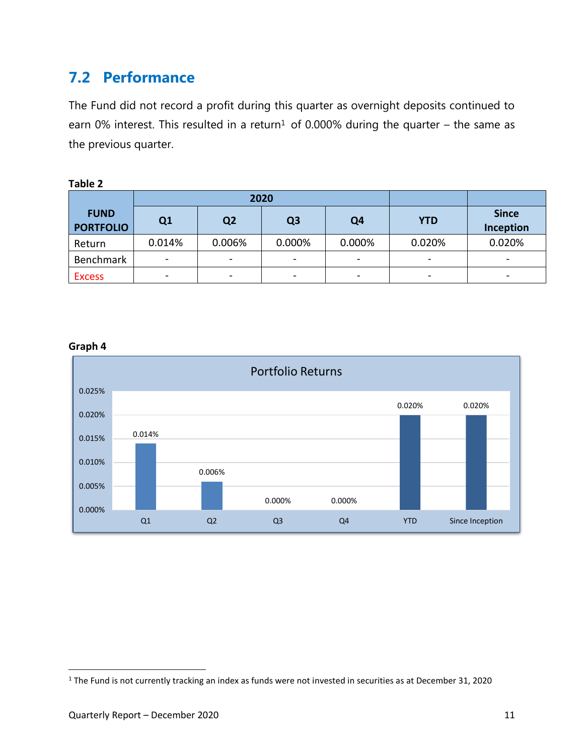## 7.2 Performance

The Fund did not record a profit during this quarter as overnight deposits continued to earn 0% interest. This resulted in a return[1] of 0.000% during the quarter – the same as the previous quarter.

**Table 2**

| FUND PORTFOLIO | 2020 | | | | | |
|---|---|---|---|---|---|---|
| | Q1 | Q2 | Q3 | Q4 | YTD | Since Inception |
| Return | 0.014% | 0.006% | 0.000% | 0.000% | 0.020% | 0.020% |
| Benchmark | - | - | - | - | - | - |
| Excess | - | - | - | - | - | - |

**Graph 4**

Portfolio Returns

| | Q1 | Q2 | Q3 | Q4 | YTD | Since Inception |
|---|---|---|---|---|---|---|
| Return | 0.014% | 0.006% | 0.000% | 0.000% | 0.020% | 0.020% |

[1] The Fund is not currently tracking an index as funds were not invested in securities as at December 31, 2020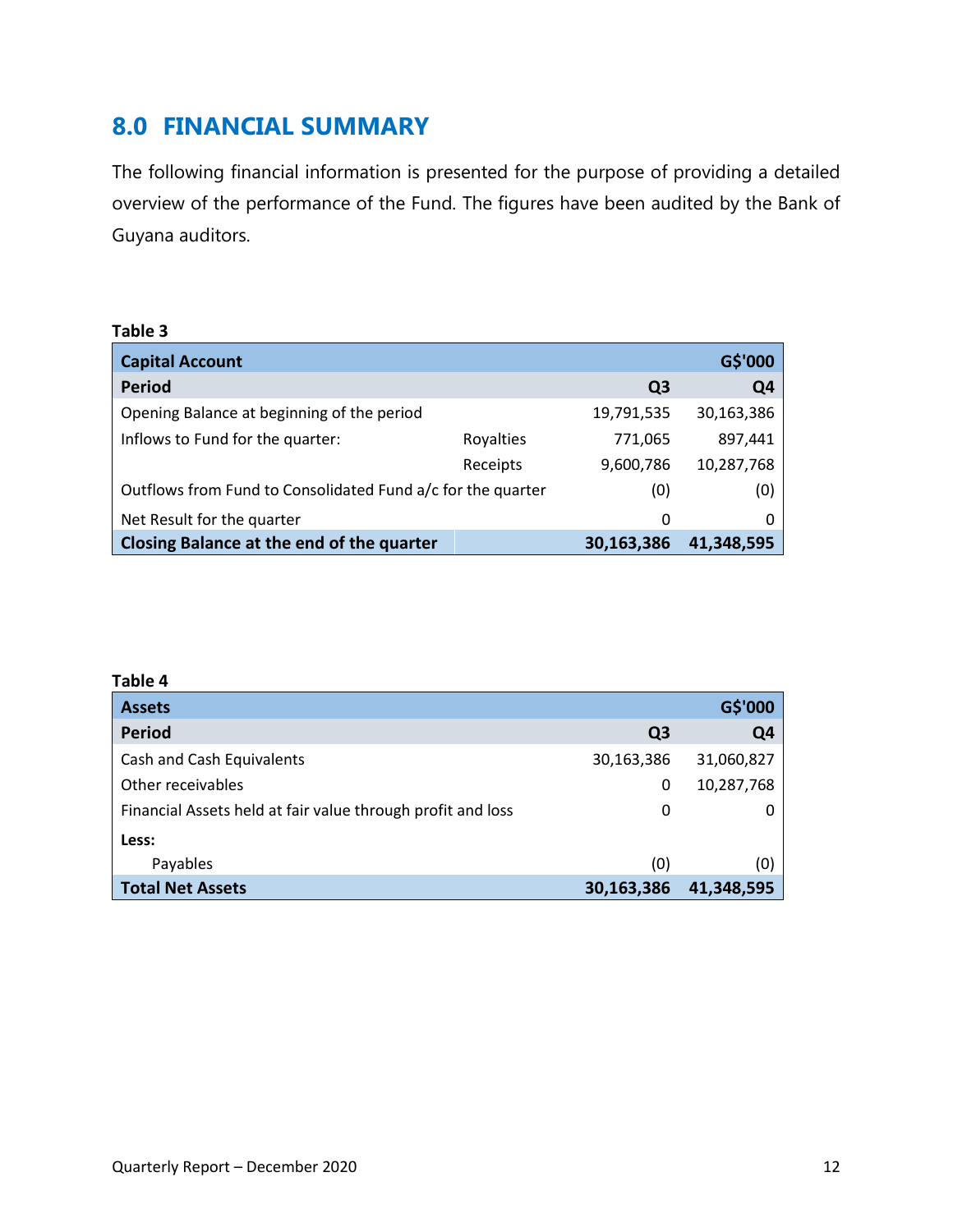## 8.0 FINANCIAL SUMMARY

The following financial information is presented for the purpose of providing a detailed overview of the performance of the Fund. The figures have been audited by the Bank of Guyana auditors.

**Table 3**

| **Capital Account** | | | **G$'000** |
|---|---|---|---|
| **Period** | | **Q3** | **Q4** |
| Opening Balance at beginning of the period | | 19,791,535 | 30,163,386 |
| Inflows to Fund for the quarter: | Royalties | 771,065 | 897,441 |
| | Receipts | 9,600,786 | 10,287,768 |
| Outflows from Fund to Consolidated Fund a/c for the quarter | | (0) | (0) |
| Net Result for the quarter | | 0 | 0 |
| **Closing Balance at the end of the quarter** | | **30,163,386** | **41,348,595** |

**Table 4**

| **Assets** | | **G$'000** |
|---|---|---|
| **Period** | **Q3** | **Q4** |
| Cash and Cash Equivalents | 30,163,386 | 31,060,827 |
| Other receivables | 0 | 10,287,768 |
| Financial Assets held at fair value through profit and loss | 0 | 0 |
| **Less:** | | |
| Payables | (0) | (0) |
| **Total Net Assets** | **30,163,386** | **41,348,595** |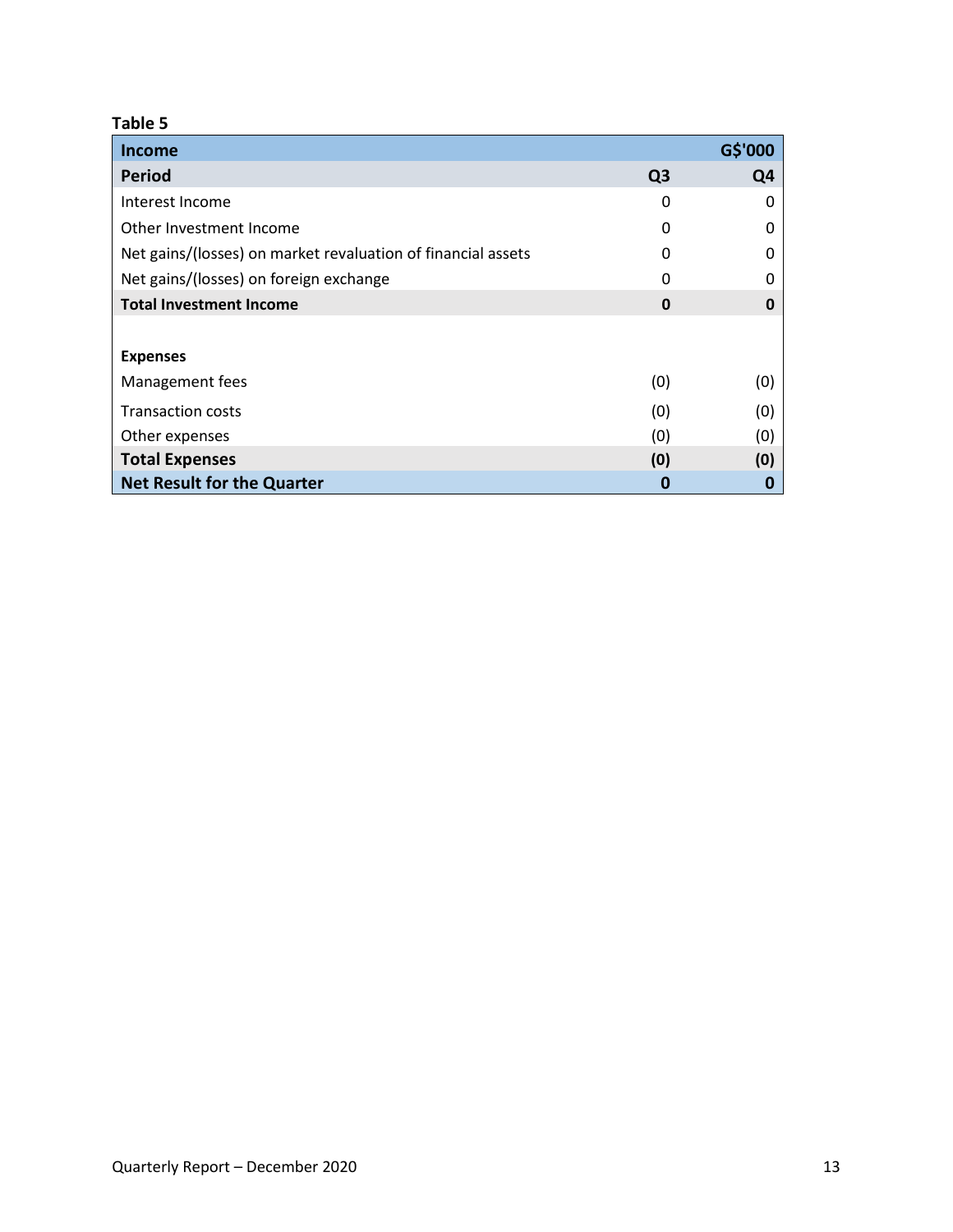**Table 5**

| Income | | G$'000 |
|---|---|---|
| **Period** | **Q3** | **Q4** |
| Interest Income | 0 | 0 |
| Other Investment Income | 0 | 0 |
| Net gains/(losses) on market revaluation of financial assets | 0 | 0 |
| Net gains/(losses) on foreign exchange | 0 | 0 |
| **Total Investment Income** | **0** | **0** |
| | | |
| **Expenses** | | |
| Management fees | (0) | (0) |
| Transaction costs | (0) | (0) |
| Other expenses | (0) | (0) |
| **Total Expenses** | **(0)** | **(0)** |
| **Net Result for the Quarter** | **0** | **0** |